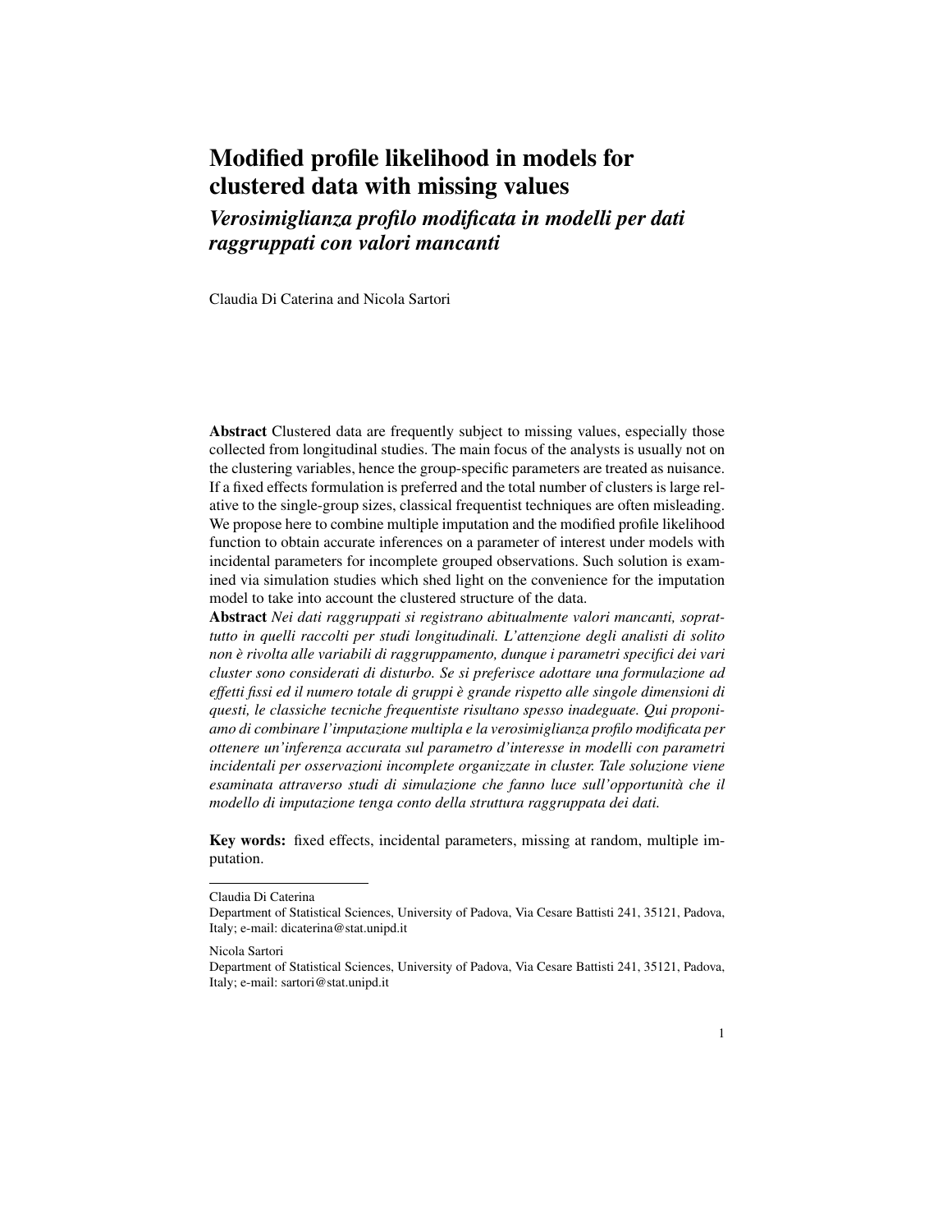# Modified profile likelihood in models for clustered data with missing values

## *Verosimiglianza profilo modificata in modelli per dati raggruppati con valori mancanti*

Claudia Di Caterina and Nicola Sartori

**Abstract** Clustered data are frequently subject to missing values, especially those collected from longitudinal studies. The main focus of the analysts is usually not on the clustering variables, hence the group-specific parameters are treated as nuisance. If a fixed effects formulation is preferred and the total number of clusters is large relative to the single-group sizes, classical frequentist techniques are often misleading. We propose here to combine multiple imputation and the modified profile likelihood function to obtain accurate inferences on a parameter of interest under models with incidental parameters for incomplete grouped observations. Such solution is examined via simulation studies which shed light on the convenience for the imputation model to take into account the clustered structure of the data.

**Abstract** *Nei dati raggruppati si registrano abitualmente valori mancanti, soprattutto in quelli raccolti per studi longitudinali. L'attenzione degli analisti di solito non è rivolta alle variabili di raggruppamento, dunque i parametri specifici dei vari cluster sono considerati di disturbo. Se si preferisce adottare una formulazione ad effetti fissi ed il numero totale di gruppi è grande rispetto alle singole dimensioni di questi, le classiche tecniche frequentiste risultano spesso inadeguate. Qui proponiamo di combinare l'imputazione multipla e la verosimiglianza profilo modificata per ottenere un'inferenza accurata sul parametro d'interesse in modelli con parametri incidentali per osservazioni incomplete organizzate in cluster. Tale soluzione viene esaminata attraverso studi di simulazione che fanno luce sull'opportunità che il modello di imputazione tenga conto della struttura raggruppata dei dati.*

**Key words:** fixed effects, incidental parameters, missing at random, multiple imputation.

---

Claudia Di Caterina
Department of Statistical Sciences, University of Padova, Via Cesare Battisti 241, 35121, Padova, Italy; e-mail: dicaterina@stat.unipd.it

Nicola Sartori
Department of Statistical Sciences, University of Padova, Via Cesare Battisti 241, 35121, Padova, Italy; e-mail: sartori@stat.unipd.it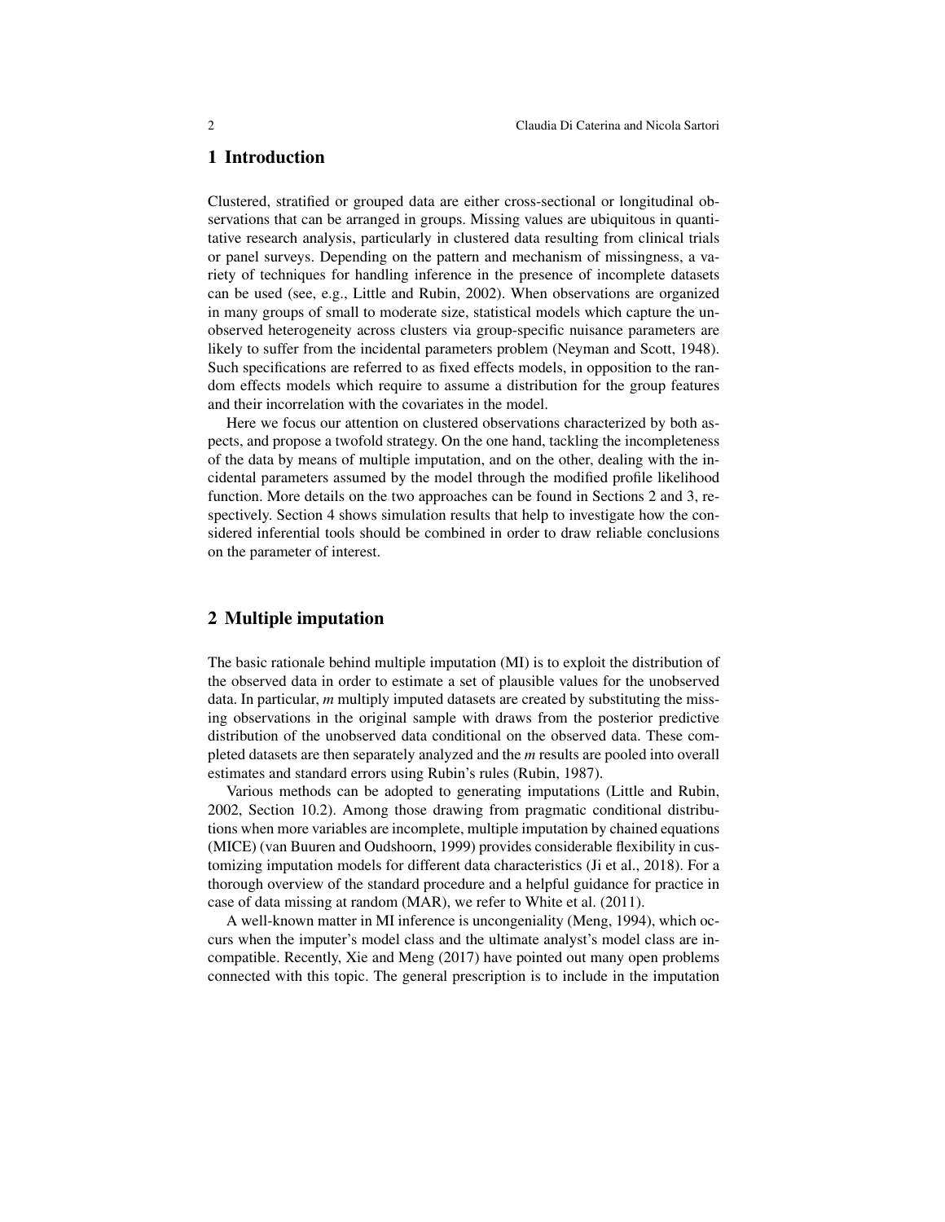## 1 Introduction

Clustered, stratified or grouped data are either cross-sectional or longitudinal observations that can be arranged in groups. Missing values are ubiquitous in quantitative research analysis, particularly in clustered data resulting from clinical trials or panel surveys. Depending on the pattern and mechanism of missingness, a variety of techniques for handling inference in the presence of incomplete datasets can be used (see, e.g., Little and Rubin, 2002). When observations are organized in many groups of small to moderate size, statistical models which capture the unobserved heterogeneity across clusters via group-specific nuisance parameters are likely to suffer from the incidental parameters problem (Neyman and Scott, 1948). Such specifications are referred to as fixed effects models, in opposition to the random effects models which require to assume a distribution for the group features and their incorrelation with the covariates in the model.

Here we focus our attention on clustered observations characterized by both aspects, and propose a twofold strategy. On the one hand, tackling the incompleteness of the data by means of multiple imputation, and on the other, dealing with the incidental parameters assumed by the model through the modified profile likelihood function. More details on the two approaches can be found in Sections 2 and 3, respectively. Section 4 shows simulation results that help to investigate how the considered inferential tools should be combined in order to draw reliable conclusions on the parameter of interest.

## 2 Multiple imputation

The basic rationale behind multiple imputation (MI) is to exploit the distribution of the observed data in order to estimate a set of plausible values for the unobserved data. In particular, $m$ multiply imputed datasets are created by substituting the missing observations in the original sample with draws from the posterior predictive distribution of the unobserved data conditional on the observed data. These completed datasets are then separately analyzed and the $m$ results are pooled into overall estimates and standard errors using Rubin's rules (Rubin, 1987).

Various methods can be adopted to generating imputations (Little and Rubin, 2002, Section 10.2). Among those drawing from pragmatic conditional distributions when more variables are incomplete, multiple imputation by chained equations (MICE) (van Buuren and Oudshoorn, 1999) provides considerable flexibility in customizing imputation models for different data characteristics (Ji et al., 2018). For a thorough overview of the standard procedure and a helpful guidance for practice in case of data missing at random (MAR), we refer to White et al. (2011).

A well-known matter in MI inference is uncongeniality (Meng, 1994), which occurs when the imputer's model class and the ultimate analyst's model class are incompatible. Recently, Xie and Meng (2017) have pointed out many open problems connected with this topic. The general prescription is to include in the imputation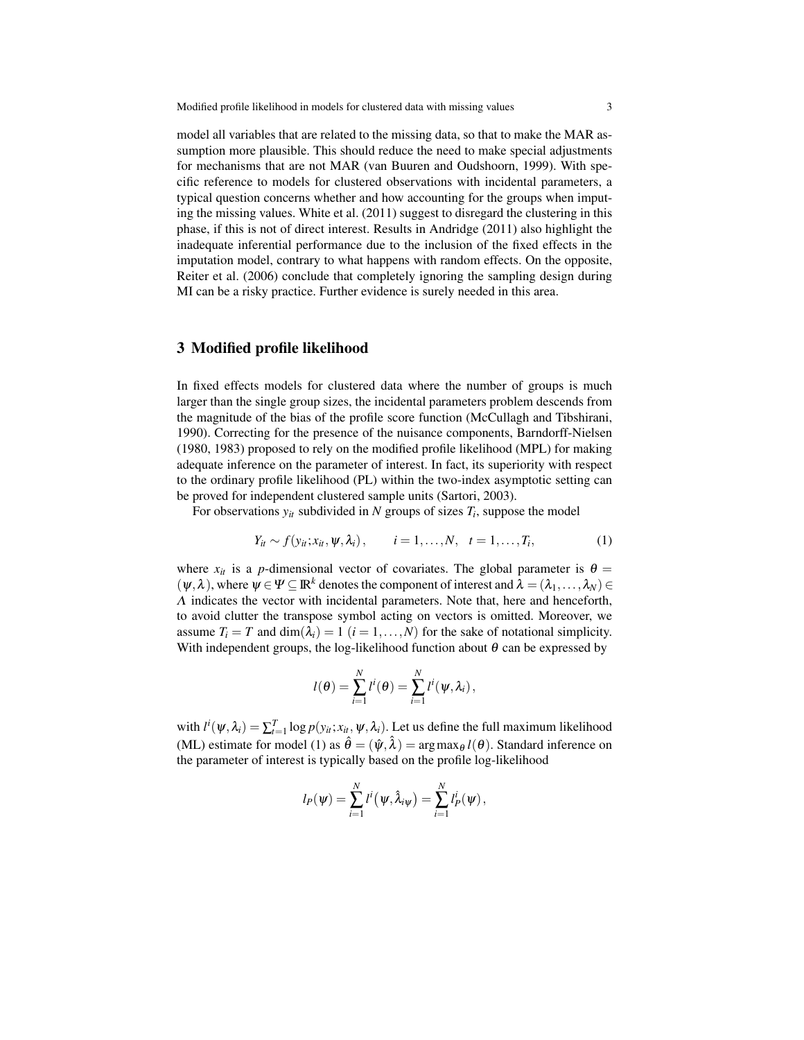model all variables that are related to the missing data, so that to make the MAR assumption more plausible. This should reduce the need to make special adjustments for mechanisms that are not MAR (van Buuren and Oudshoorn, 1999). With specific reference to models for clustered observations with incidental parameters, a typical question concerns whether and how accounting for the groups when imputing the missing values. White et al. (2011) suggest to disregard the clustering in this phase, if this is not of direct interest. Results in Andridge (2011) also highlight the inadequate inferential performance due to the inclusion of the fixed effects in the imputation model, contrary to what happens with random effects. On the opposite, Reiter et al. (2006) conclude that completely ignoring the sampling design during MI can be a risky practice. Further evidence is surely needed in this area.

## 3 Modified profile likelihood

In fixed effects models for clustered data where the number of groups is much larger than the single group sizes, the incidental parameters problem descends from the magnitude of the bias of the profile score function (McCullagh and Tibshirani, 1990). Correcting for the presence of the nuisance components, Barndorff-Nielsen (1980, 1983) proposed to rely on the modified profile likelihood (MPL) for making adequate inference on the parameter of interest. In fact, its superiority with respect to the ordinary profile likelihood (PL) within the two-index asymptotic setting can be proved for independent clustered sample units (Sartori, 2003).

For observations $y_{it}$ subdivided in $N$ groups of sizes $T_i$, suppose the model

$$Y_{it} \sim f(y_{it}; x_{it}, \psi, \lambda_i), \qquad i = 1, \ldots, N, \quad t = 1, \ldots, T_i, \tag{1}$$

where $x_{it}$ is a $p$-dimensional vector of covariates. The global parameter is $\theta = (\psi, \lambda)$, where $\psi \in \Psi \subseteq \mathbb{R}^k$ denotes the component of interest and $\lambda = (\lambda_1, \ldots, \lambda_N) \in \Lambda$ indicates the vector with incidental parameters. Note that, here and henceforth, to avoid clutter the transpose symbol acting on vectors is omitted. Moreover, we assume $T_i = T$ and $\dim(\lambda_i) = 1$ $(i = 1, \ldots, N)$ for the sake of notational simplicity. With independent groups, the log-likelihood function about $\theta$ can be expressed by

$$l(\theta) = \sum_{i=1}^{N} l^i(\theta) = \sum_{i=1}^{N} l^i(\psi, \lambda_i),$$

with $l^i(\psi, \lambda_i) = \sum_{t=1}^{T} \log p(y_{it}; x_{it}, \psi, \lambda_i)$. Let us define the full maximum likelihood (ML) estimate for model (1) as $\hat{\theta} = (\hat{\psi}, \hat{\lambda}) = \arg\max_{\theta} l(\theta)$. Standard inference on the parameter of interest is typically based on the profile log-likelihood

$$l_P(\psi) = \sum_{i=1}^{N} l^i\big(\psi, \hat{\lambda}_{i\psi}\big) = \sum_{i=1}^{N} l_P^i(\psi),$$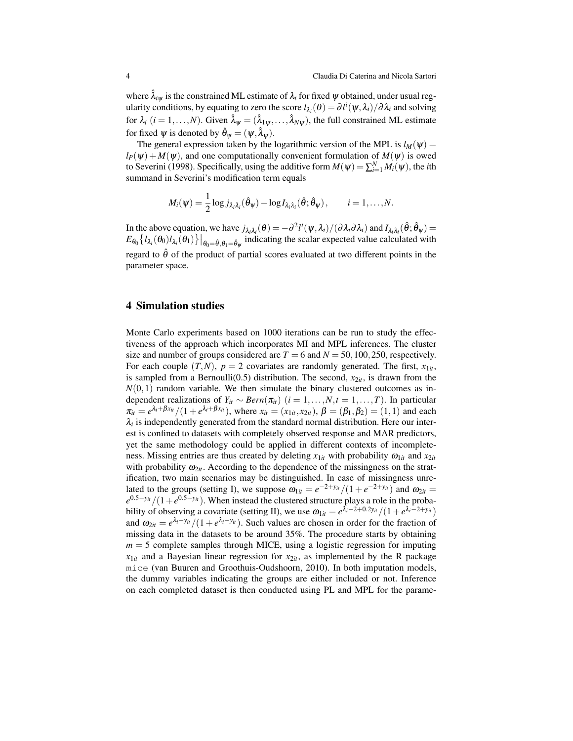where $\hat{\lambda}_{i\psi}$ is the constrained ML estimate of $\lambda_i$ for fixed $\psi$ obtained, under usual regularity conditions, by equating to zero the score $l_{\lambda_i}(\theta) = \partial l^i(\psi, \lambda_i)/\partial \lambda_i$ and solving for $\lambda_i$ $(i = 1, \ldots, N)$. Given $\hat{\lambda}_\psi = (\hat{\lambda}_{1\psi}, \ldots, \hat{\lambda}_{N\psi})$, the full constrained ML estimate for fixed $\psi$ is denoted by $\hat{\theta}_\psi = (\psi, \hat{\lambda}_\psi)$.

The general expression taken by the logarithmic version of the MPL is $l_M(\psi) = l_P(\psi) + M(\psi)$, and one computationally convenient formulation of $M(\psi)$ is owed to Severini (1998). Specifically, using the additive form $M(\psi) = \sum_{i=1}^N M_i(\psi)$, the $i$th summand in Severini's modification term equals

$$M_i(\psi) = \frac{1}{2} \log j_{\lambda_i \lambda_i}(\hat{\theta}_\psi) - \log I_{\lambda_i \lambda_i}(\hat{\theta}; \hat{\theta}_\psi), \qquad i = 1, \ldots, N.$$

In the above equation, we have $j_{\lambda_i \lambda_i}(\theta) = -\partial^2 l^i(\psi, \lambda_i)/(\partial \lambda_i \partial \lambda_i)$ and $I_{\lambda_i \lambda_i}(\hat{\theta}; \hat{\theta}_\psi) = E_{\theta_0}\{l_{\lambda_i}(\theta_0) l_{\lambda_i}(\theta_1)\}\big|_{\theta_0 = \hat{\theta}, \theta_1 = \hat{\theta}_\psi}$ indicating the scalar expected value calculated with regard to $\hat{\theta}$ of the product of partial scores evaluated at two different points in the parameter space.

## 4 Simulation studies

Monte Carlo experiments based on 1000 iterations can be run to study the effectiveness of the approach which incorporates MI and MPL inferences. The cluster size and number of groups considered are $T = 6$ and $N = 50, 100, 250$, respectively. For each couple $(T, N)$, $p = 2$ covariates are randomly generated. The first, $x_{1it}$, is sampled from a Bernoulli(0.5) distribution. The second, $x_{2it}$, is drawn from the $N(0, 1)$ random variable. We then simulate the binary clustered outcomes as independent realizations of $Y_{it} \sim Bern(\pi_{it})$ $(i = 1, \ldots, N, t = 1, \ldots, T)$. In particular $\pi_{it} = e^{\lambda_i + \beta x_{it}}/(1 + e^{\lambda_i + \beta x_{it}})$, where $x_{it} = (x_{1it}, x_{2it})$, $\beta = (\beta_1, \beta_2) = (1, 1)$ and each $\lambda_i$ is independently generated from the standard normal distribution. Here our interest is confined to datasets with completely observed response and MAR predictors, yet the same methodology could be applied in different contexts of incompleteness. Missing entries are thus created by deleting $x_{1it}$ with probability $\omega_{1it}$ and $x_{2it}$ with probability $\omega_{2it}$. According to the dependence of the missingness on the stratification, two main scenarios may be distinguished. In case of missingness unrelated to the groups (setting I), we suppose $\omega_{1it} = e^{-2+y_{it}}/(1 + e^{-2+y_{it}})$ and $\omega_{2it} = e^{0.5-y_{it}}/(1 + e^{0.5-y_{it}})$. When instead the clustered structure plays a role in the probability of observing a covariate (setting II), we use $\omega_{1it} = e^{\lambda_i - 2 + 0.2y_{it}}/(1 + e^{\lambda_i - 2 + y_{it}})$ and $\omega_{2it} = e^{\lambda_i - y_{it}}/(1 + e^{\lambda_i - y_{it}})$. Such values are chosen in order for the fraction of missing data in the datasets to be around 35%. The procedure starts by obtaining $m = 5$ complete samples through MICE, using a logistic regression for imputing $x_{1it}$ and a Bayesian linear regression for $x_{2it}$, as implemented by the R package `mice` (van Buuren and Groothuis-Oudshoorn, 2010). In both imputation models, the dummy variables indicating the groups are either included or not. Inference on each completed dataset is then conducted using PL and MPL for the parame-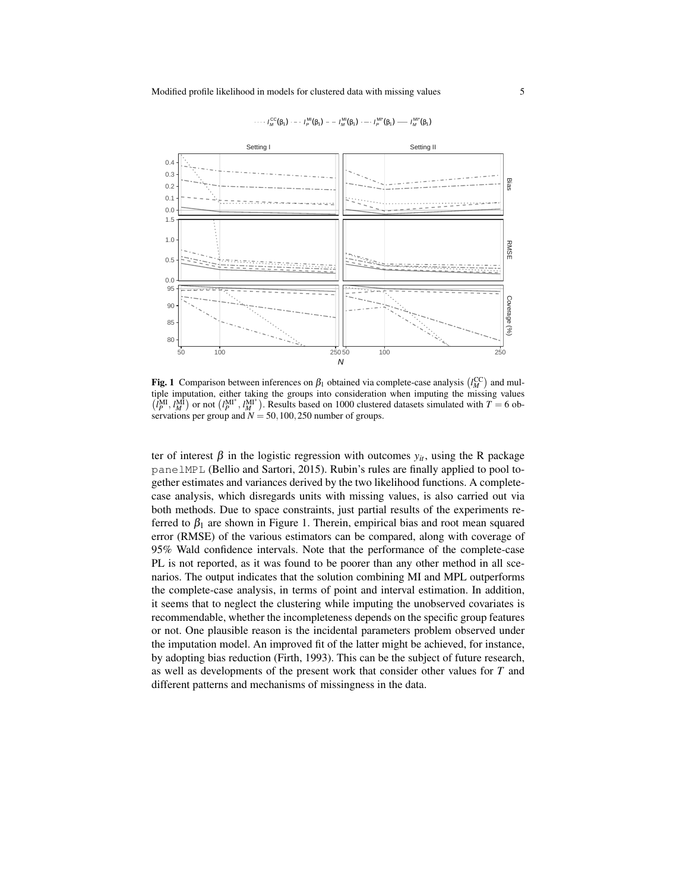**Fig. 1** Comparison between inferences on $\beta_1$ obtained via complete-case analysis $\left(l_M^{\text{CC}}\right)$ and multiple imputation, either taking the groups into consideration when imputing the missing values $\left(l_P^{\text{MI}}, l_M^{\text{MI}}\right)$ or not $\left(l_P^{\text{MI}^*}, l_M^{\text{MI}^*}\right)$. Results based on 1000 clustered datasets simulated with $T = 6$ observations per group and $N = 50, 100, 250$ number of groups.

ter of interest $\beta$ in the logistic regression with outcomes $y_{it}$, using the R package `panelMPL` (Bellio and Sartori, 2015). Rubin's rules are finally applied to pool together estimates and variances derived by the two likelihood functions. A complete-case analysis, which disregards units with missing values, is also carried out via both methods. Due to space constraints, just partial results of the experiments referred to $\beta_1$ are shown in Figure 1. Therein, empirical bias and root mean squared error (RMSE) of the various estimators can be compared, along with coverage of 95% Wald confidence intervals. Note that the performance of the complete-case PL is not reported, as it was found to be poorer than any other method in all scenarios. The output indicates that the solution combining MI and MPL outperforms the complete-case analysis, in terms of point and interval estimation. In addition, it seems that to neglect the clustering while imputing the unobserved covariates is recommendable, whether the incompleteness depends on the specific group features or not. One plausible reason is the incidental parameters problem observed under the imputation model. An improved fit of the latter might be achieved, for instance, by adopting bias reduction (Firth, 1993). This can be the subject of future research, as well as developments of the present work that consider other values for $T$ and different patterns and mechanisms of missingness in the data.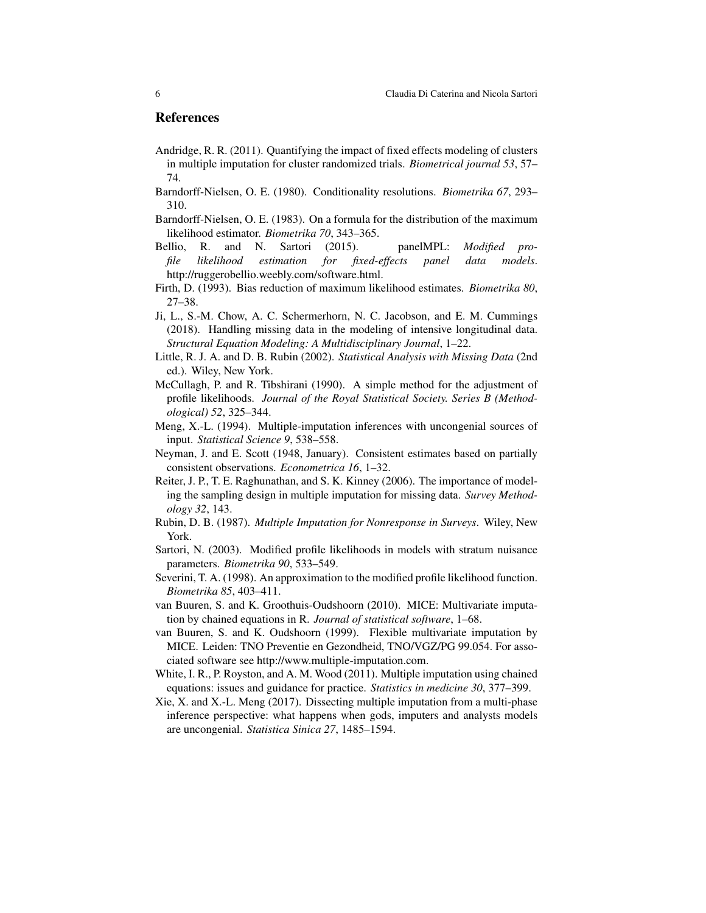## References

Andridge, R. R. (2011). Quantifying the impact of fixed effects modeling of clusters in multiple imputation for cluster randomized trials. *Biometrical journal 53*, 57–74.

Barndorff-Nielsen, O. E. (1980). Conditionality resolutions. *Biometrika 67*, 293–310.

Barndorff-Nielsen, O. E. (1983). On a formula for the distribution of the maximum likelihood estimator. *Biometrika 70*, 343–365.

Bellio, R. and N. Sartori (2015). panelMPL: *Modified profile likelihood estimation for fixed-effects panel data models*. http://ruggerobellio.weebly.com/software.html.

Firth, D. (1993). Bias reduction of maximum likelihood estimates. *Biometrika 80*, 27–38.

Ji, L., S.-M. Chow, A. C. Schermerhorn, N. C. Jacobson, and E. M. Cummings (2018). Handling missing data in the modeling of intensive longitudinal data. *Structural Equation Modeling: A Multidisciplinary Journal*, 1–22.

Little, R. J. A. and D. B. Rubin (2002). *Statistical Analysis with Missing Data* (2nd ed.). Wiley, New York.

McCullagh, P. and R. Tibshirani (1990). A simple method for the adjustment of profile likelihoods. *Journal of the Royal Statistical Society. Series B (Methodological) 52*, 325–344.

Meng, X.-L. (1994). Multiple-imputation inferences with uncongenial sources of input. *Statistical Science 9*, 538–558.

Neyman, J. and E. Scott (1948, January). Consistent estimates based on partially consistent observations. *Econometrica 16*, 1–32.

Reiter, J. P., T. E. Raghunathan, and S. K. Kinney (2006). The importance of modeling the sampling design in multiple imputation for missing data. *Survey Methodology 32*, 143.

Rubin, D. B. (1987). *Multiple Imputation for Nonresponse in Surveys*. Wiley, New York.

Sartori, N. (2003). Modified profile likelihoods in models with stratum nuisance parameters. *Biometrika 90*, 533–549.

Severini, T. A. (1998). An approximation to the modified profile likelihood function. *Biometrika 85*, 403–411.

van Buuren, S. and K. Groothuis-Oudshoorn (2010). MICE: Multivariate imputation by chained equations in R. *Journal of statistical software*, 1–68.

van Buuren, S. and K. Oudshoorn (1999). Flexible multivariate imputation by MICE. Leiden: TNO Preventie en Gezondheid, TNO/VGZ/PG 99.054. For associated software see http://www.multiple-imputation.com.

White, I. R., P. Royston, and A. M. Wood (2011). Multiple imputation using chained equations: issues and guidance for practice. *Statistics in medicine 30*, 377–399.

Xie, X. and X.-L. Meng (2017). Dissecting multiple imputation from a multi-phase inference perspective: what happens when gods, imputers and analysts models are uncongenial. *Statistica Sinica 27*, 1485–1594.